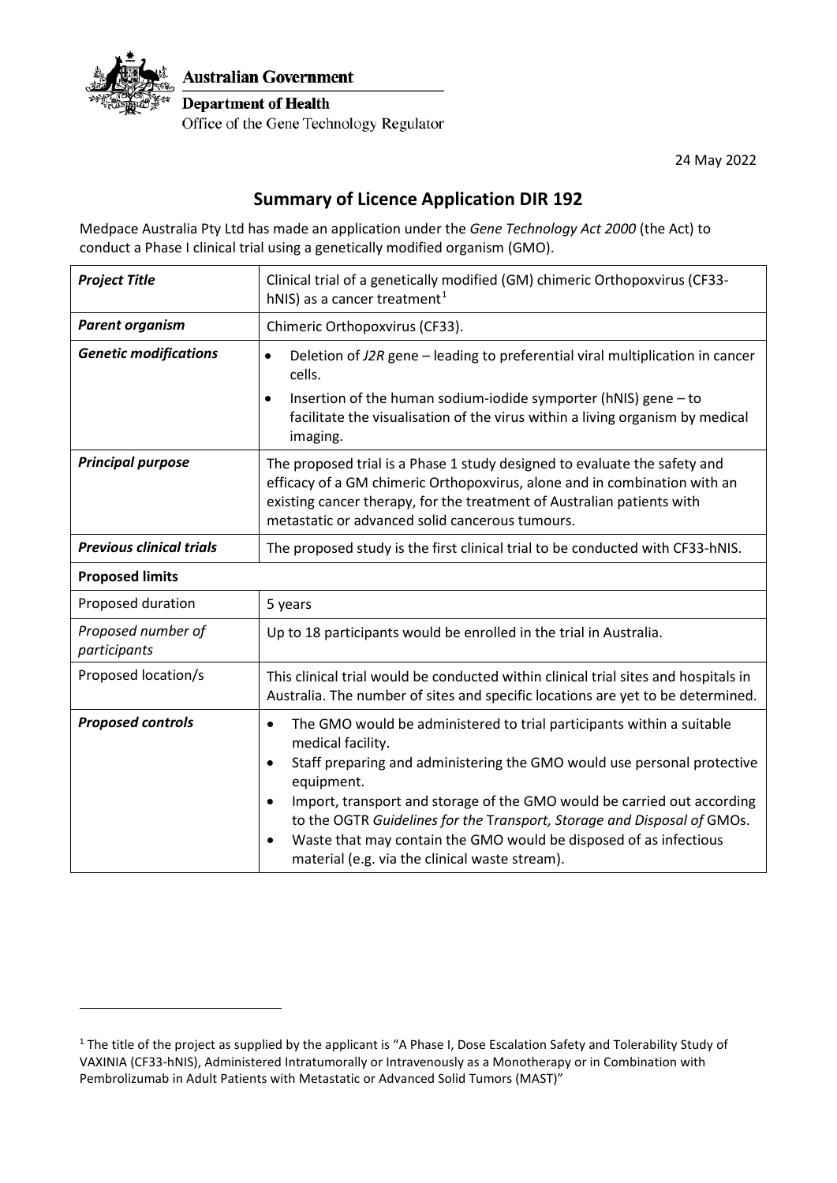Australian Government

Department of Health

Office of the Gene Technology Regulator

24 May 2022

# Summary of Licence Application DIR 192

Medpace Australia Pty Ltd has made an application under the *Gene Technology Act 2000* (the Act) to conduct a Phase I clinical trial using a genetically modified organism (GMO).

| | |
|---|---|
| ***Project Title*** | Clinical trial of a genetically modified (GM) chimeric Orthopoxvirus (CF33-hNIS) as a cancer treatment[1] |
| ***Parent organism*** | Chimeric Orthopoxvirus (CF33). |
| ***Genetic modifications*** | • Deletion of *J2R* gene – leading to preferential viral multiplication in cancer cells.<br>• Insertion of the human sodium-iodide symporter (hNIS) gene – to facilitate the visualisation of the virus within a living organism by medical imaging. |
| ***Principal purpose*** | The proposed trial is a Phase 1 study designed to evaluate the safety and efficacy of a GM chimeric Orthopoxvirus, alone and in combination with an existing cancer therapy, for the treatment of Australian patients with metastatic or advanced solid cancerous tumours. |
| ***Previous clinical trials*** | The proposed study is the first clinical trial to be conducted with CF33-hNIS. |
| **Proposed limits** | |
| Proposed duration | 5 years |
| *Proposed number of participants* | Up to 18 participants would be enrolled in the trial in Australia. |
| Proposed location/s | This clinical trial would be conducted within clinical trial sites and hospitals in Australia. The number of sites and specific locations are yet to be determined. |
| ***Proposed controls*** | • The GMO would be administered to trial participants within a suitable medical facility.<br>• Staff preparing and administering the GMO would use personal protective equipment.<br>• Import, transport and storage of the GMO would be carried out according to the OGTR *Guidelines for the* T*ransport, Storage and Disposal of* GMOs.<br>• Waste that may contain the GMO would be disposed of as infectious material (e.g. via the clinical waste stream). |

[1] The title of the project as supplied by the applicant is "A Phase I, Dose Escalation Safety and Tolerability Study of VAXINIA (CF33-hNIS), Administered Intratumorally or Intravenously as a Monotherapy or in Combination with Pembrolizumab in Adult Patients with Metastatic or Advanced Solid Tumors (MAST)"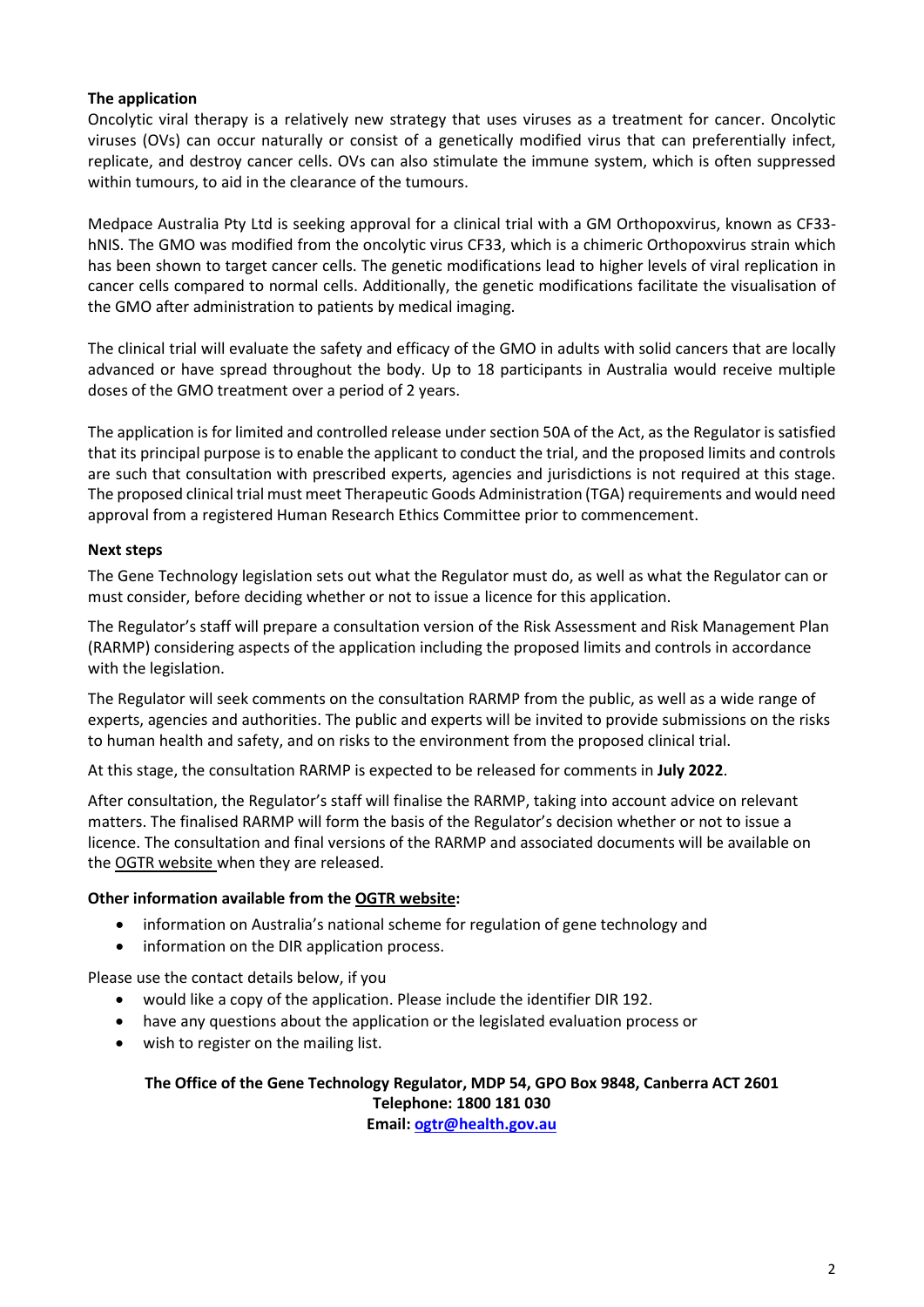**The application**

Oncolytic viral therapy is a relatively new strategy that uses viruses as a treatment for cancer. Oncolytic viruses (OVs) can occur naturally or consist of a genetically modified virus that can preferentially infect, replicate, and destroy cancer cells. OVs can also stimulate the immune system, which is often suppressed within tumours, to aid in the clearance of the tumours.

Medpace Australia Pty Ltd is seeking approval for a clinical trial with a GM Orthopoxvirus, known as CF33-hNIS. The GMO was modified from the oncolytic virus CF33, which is a chimeric Orthopoxvirus strain which has been shown to target cancer cells. The genetic modifications lead to higher levels of viral replication in cancer cells compared to normal cells. Additionally, the genetic modifications facilitate the visualisation of the GMO after administration to patients by medical imaging.

The clinical trial will evaluate the safety and efficacy of the GMO in adults with solid cancers that are locally advanced or have spread throughout the body. Up to 18 participants in Australia would receive multiple doses of the GMO treatment over a period of 2 years.

The application is for limited and controlled release under section 50A of the Act, as the Regulator is satisfied that its principal purpose is to enable the applicant to conduct the trial, and the proposed limits and controls are such that consultation with prescribed experts, agencies and jurisdictions is not required at this stage. The proposed clinical trial must meet Therapeutic Goods Administration (TGA) requirements and would need approval from a registered Human Research Ethics Committee prior to commencement.

**Next steps**

The Gene Technology legislation sets out what the Regulator must do, as well as what the Regulator can or must consider, before deciding whether or not to issue a licence for this application.

The Regulator's staff will prepare a consultation version of the Risk Assessment and Risk Management Plan (RARMP) considering aspects of the application including the proposed limits and controls in accordance with the legislation.

The Regulator will seek comments on the consultation RARMP from the public, as well as a wide range of experts, agencies and authorities. The public and experts will be invited to provide submissions on the risks to human health and safety, and on risks to the environment from the proposed clinical trial.

At this stage, the consultation RARMP is expected to be released for comments in **July 2022**.

After consultation, the Regulator's staff will finalise the RARMP, taking into account advice on relevant matters. The finalised RARMP will form the basis of the Regulator's decision whether or not to issue a licence. The consultation and final versions of the RARMP and associated documents will be available on the OGTR website when they are released.

**Other information available from the OGTR website:**

- information on Australia's national scheme for regulation of gene technology and
- information on the DIR application process.

Please use the contact details below, if you

- would like a copy of the application. Please include the identifier DIR 192.
- have any questions about the application or the legislated evaluation process or
- wish to register on the mailing list.

**The Office of the Gene Technology Regulator, MDP 54, GPO Box 9848, Canberra ACT 2601**
**Telephone: 1800 181 030**
**Email: ogtr@health.gov.au**